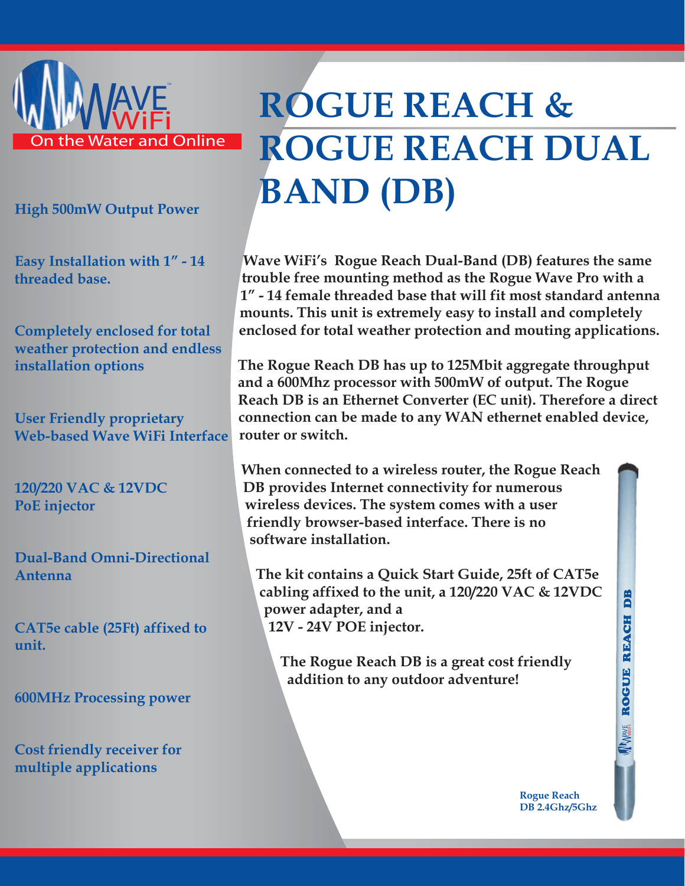WAVE WiFi™

On the Water and Online

# ROGUE REACH & ROGUE REACH DUAL BAND (DB)

**High 500mW Output Power**

**Easy Installation with 1" - 14 threaded base.**

**Completely enclosed for total weather protection and endless installation options**

**User Friendly proprietary Web-based Wave WiFi Interface**

**120/220 VAC & 12VDC PoE injector**

**Dual-Band Omni-Directional Antenna**

**CAT5e cable (25Ft) affixed to unit.**

**600MHz Processing power**

**Cost friendly receiver for multiple applications**

**Wave WiFi's Rogue Reach Dual-Band (DB) features the same trouble free mounting method as the Rogue Wave Pro with a 1" - 14 female threaded base that will fit most standard antenna mounts. This unit is extremely easy to install and completely enclosed for total weather protection and mouting applications.**

**The Rogue Reach DB has up to 125Mbit aggregate throughput and a 600Mhz processor with 500mW of output. The Rogue Reach DB is an Ethernet Converter (EC unit). Therefore a direct connection can be made to any WAN ethernet enabled device, router or switch.**

**When connected to a wireless router, the Rogue Reach DB provides Internet connectivity for numerous wireless devices. The system comes with a user friendly browser-based interface. There is no software installation.**

**The kit contains a Quick Start Guide, 25ft of CAT5e cabling affixed to the unit, a 120/220 VAC & 12VDC power adapter, and a 12V - 24V POE injector.**

**The Rogue Reach DB is a great cost friendly addition to any outdoor adventure!**

ROGUE REACH DB

**Rogue Reach DB 2.4Ghz/5Ghz**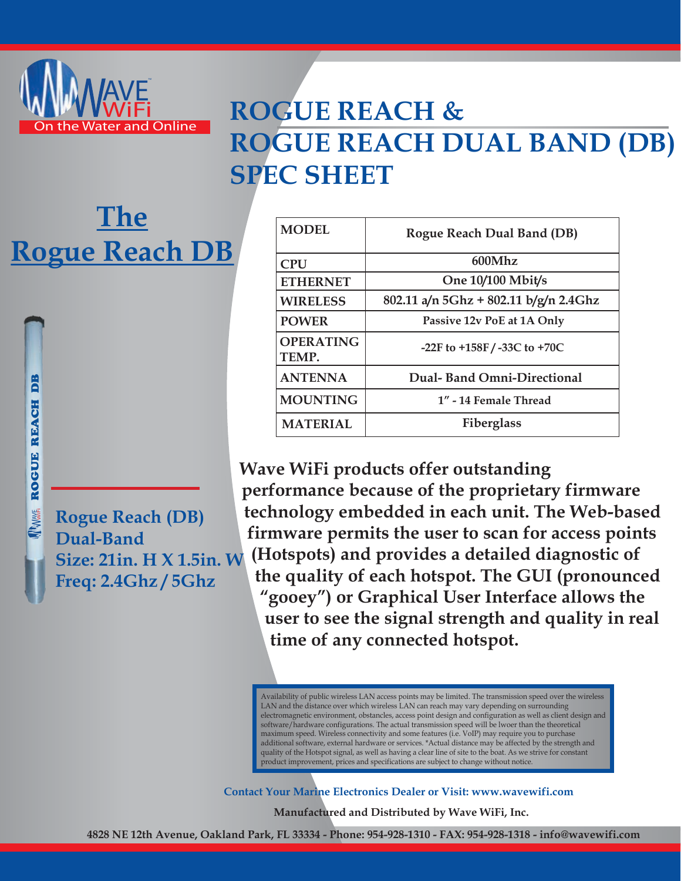# ROGUE REACH & ROGUE REACH DUAL BAND (DB) SPEC SHEET

## The Rogue Reach DB

| | |
|---|---|
| MODEL | Rogue Reach Dual Band (DB) |
| CPU | 600Mhz |
| ETHERNET | One 10/100 Mbit/s |
| WIRELESS | 802.11 a/n 5Ghz + 802.11 b/g/n 2.4Ghz |
| POWER | Passive 12v PoE at 1A Only |
| OPERATING TEMP. | -22F to +158F / -33C to +70C |
| ANTENNA | Dual- Band Omni-Directional |
| MOUNTING | 1" - 14 Female Thread |
| MATERIAL | Fiberglass |

**Rogue Reach (DB)**
**Dual-Band**
**Size: 21in. H X 1.5in. W**
**Freq: 2.4Ghz / 5Ghz**

**Wave WiFi products offer outstanding performance because of the proprietary firmware technology embedded in each unit. The Web-based firmware permits the user to scan for access points (Hotspots) and provides a detailed diagnostic of the quality of each hotspot. The GUI (pronounced "gooey") or Graphical User Interface allows the user to see the signal strength and quality in real time of any connected hotspot.**

Availability of public wireless LAN access points may be limited. The transmission speed over the wireless LAN and the distance over which wireless LAN can reach may vary depending on surrounding electromagnetic environment, obstancles, access point design and configuration as well as client design and software/hardware configurations. The actual transmission speed will be lwoer than the theoretical maximum speed. Wireless connectivity and some features (i.e. VoIP) may require you to purchase additional software, external hardware or services. *Actual distance may be affected by the strength and quality of the Hotspot signal, as well as having a clear line of site to the boat. As we strive for constant product improvement, prices and specifications are subject to change without notice.

**Contact Your Marine Electronics Dealer or Visit: www.wavewifi.com**

**Manufactured and Distributed by Wave WiFi, Inc.**

**4828 NE 12th Avenue, Oakland Park, FL 33334 - Phone: 954-928-1310 - FAX: 954-928-1318 - info@wavewifi.com**